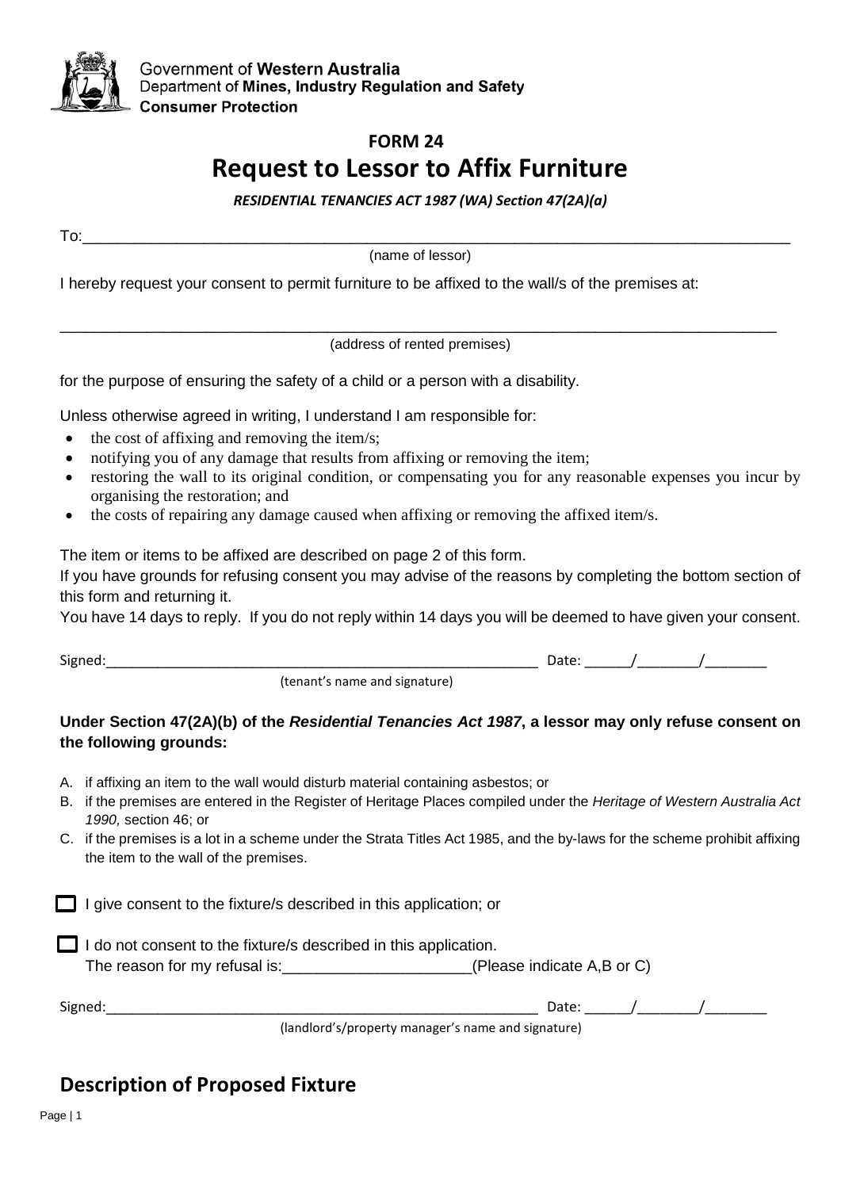Government of **Western Australia**
Department of **Mines, Industry Regulation and Safety**
**Consumer Protection**

## FORM 24

# Request to Lessor to Affix Furniture

***RESIDENTIAL TENANCIES ACT 1987 (WA) Section 47(2A)(a)***

To:\_\_\_\_\_\_\_\_\_\_\_\_\_\_\_\_\_\_\_\_\_\_\_\_\_\_\_\_\_\_\_\_\_\_\_\_\_\_\_\_\_\_\_\_\_\_\_\_\_\_\_\_\_\_\_\_\_\_\_\_\_\_\_\_\_\_\_\_\_\_\_\_\_\_\_\_

(name of lessor)

I hereby request your consent to permit furniture to be affixed to the wall/s of the premises at:

\_\_\_\_\_\_\_\_\_\_\_\_\_\_\_\_\_\_\_\_\_\_\_\_\_\_\_\_\_\_\_\_\_\_\_\_\_\_\_\_\_\_\_\_\_\_\_\_\_\_\_\_\_\_\_\_\_\_\_\_\_\_\_\_\_\_\_\_\_\_\_\_\_\_\_\_

(address of rented premises)

for the purpose of ensuring the safety of a child or a person with a disability.

Unless otherwise agreed in writing, I understand I am responsible for:

- the cost of affixing and removing the item/s;
- notifying you of any damage that results from affixing or removing the item;
- restoring the wall to its original condition, or compensating you for any reasonable expenses you incur by organising the restoration; and
- the costs of repairing any damage caused when affixing or removing the affixed item/s.

The item or items to be affixed are described on page 2 of this form.
If you have grounds for refusing consent you may advise of the reasons by completing the bottom section of this form and returning it.
You have 14 days to reply. If you do not reply within 14 days you will be deemed to have given your consent.

Signed:\_\_\_\_\_\_\_\_\_\_\_\_\_\_\_\_\_\_\_\_\_\_\_\_\_\_\_\_\_\_\_\_\_\_\_\_\_\_\_\_\_\_\_\_\_\_\_\_\_\_\_\_\_ Date: \_\_\_\_\_\_/\_\_\_\_\_\_\_\_/\_\_\_\_\_\_\_\_

(tenant's name and signature)

**Under Section 47(2A)(b) of the *Residential Tenancies Act 1987*, a lessor may only refuse consent on the following grounds:**

A. if affixing an item to the wall would disturb material containing asbestos; or
B. if the premises are entered in the Register of Heritage Places compiled under the *Heritage of Western Australia Act 1990,* section 46; or
C. if the premises is a lot in a scheme under the Strata Titles Act 1985, and the by-laws for the scheme prohibit affixing the item to the wall of the premises.

☐ I give consent to the fixture/s described in this application; or

☐ I do not consent to the fixture/s described in this application.
The reason for my refusal is:\_\_\_\_\_\_\_\_\_\_\_\_\_\_\_\_\_\_\_\_\_\_(Please indicate A,B or C)

Signed:\_\_\_\_\_\_\_\_\_\_\_\_\_\_\_\_\_\_\_\_\_\_\_\_\_\_\_\_\_\_\_\_\_\_\_\_\_\_\_\_\_\_\_\_\_\_\_\_\_\_\_\_\_ Date: \_\_\_\_\_\_/\_\_\_\_\_\_\_\_/\_\_\_\_\_\_\_\_

(landlord's/property manager's name and signature)

## Description of Proposed Fixture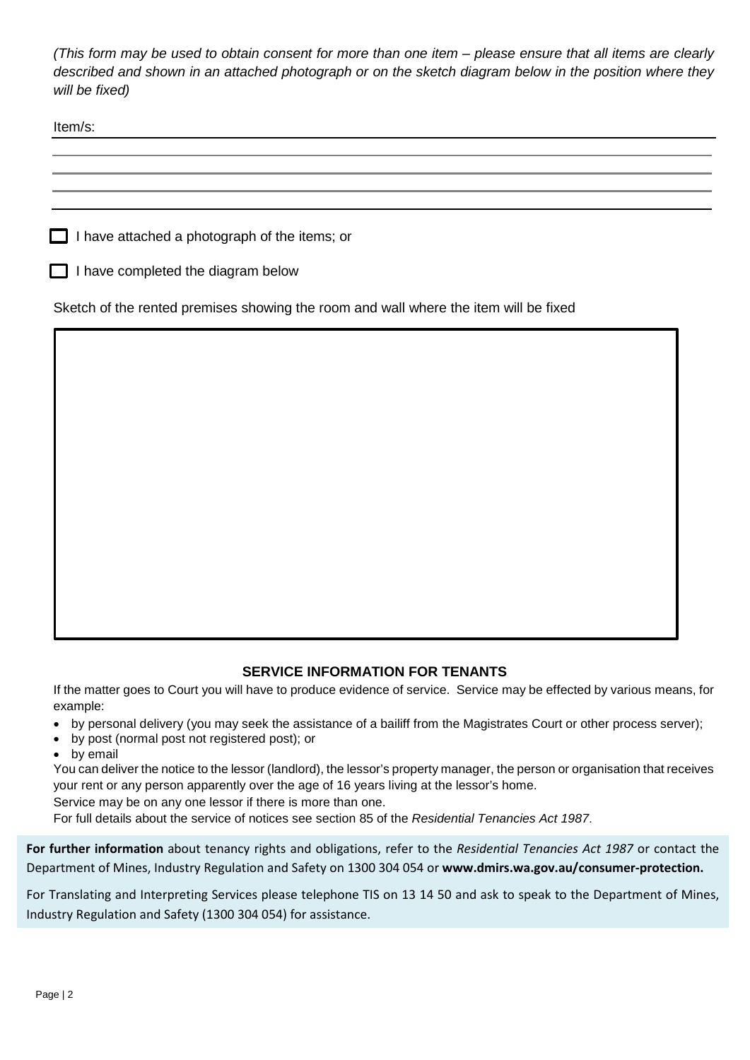*(This form may be used to obtain consent for more than one item – please ensure that all items are clearly described and shown in an attached photograph or on the sketch diagram below in the position where they will be fixed)*

Item/s: ______________________________________________

______________________________________________

______________________________________________

______________________________________________

______________________________________________

☐ I have attached a photograph of the items; or

☐ I have completed the diagram below

Sketch of the rented premises showing the room and wall where the item will be fixed

## SERVICE INFORMATION FOR TENANTS

If the matter goes to Court you will have to produce evidence of service. Service may be effected by various means, for example:

- by personal delivery (you may seek the assistance of a bailiff from the Magistrates Court or other process server);
- by post (normal post not registered post); or
- by email

You can deliver the notice to the lessor (landlord), the lessor's property manager, the person or organisation that receives your rent or any person apparently over the age of 16 years living at the lessor's home.

Service may be on any one lessor if there is more than one.

For full details about the service of notices see section 85 of the *Residential Tenancies Act 1987*.

**For further information** about tenancy rights and obligations, refer to the *Residential Tenancies Act 1987* or contact the Department of Mines, Industry Regulation and Safety on 1300 304 054 or **www.dmirs.wa.gov.au/consumer-protection.**

For Translating and Interpreting Services please telephone TIS on 13 14 50 and ask to speak to the Department of Mines, Industry Regulation and Safety (1300 304 054) for assistance.